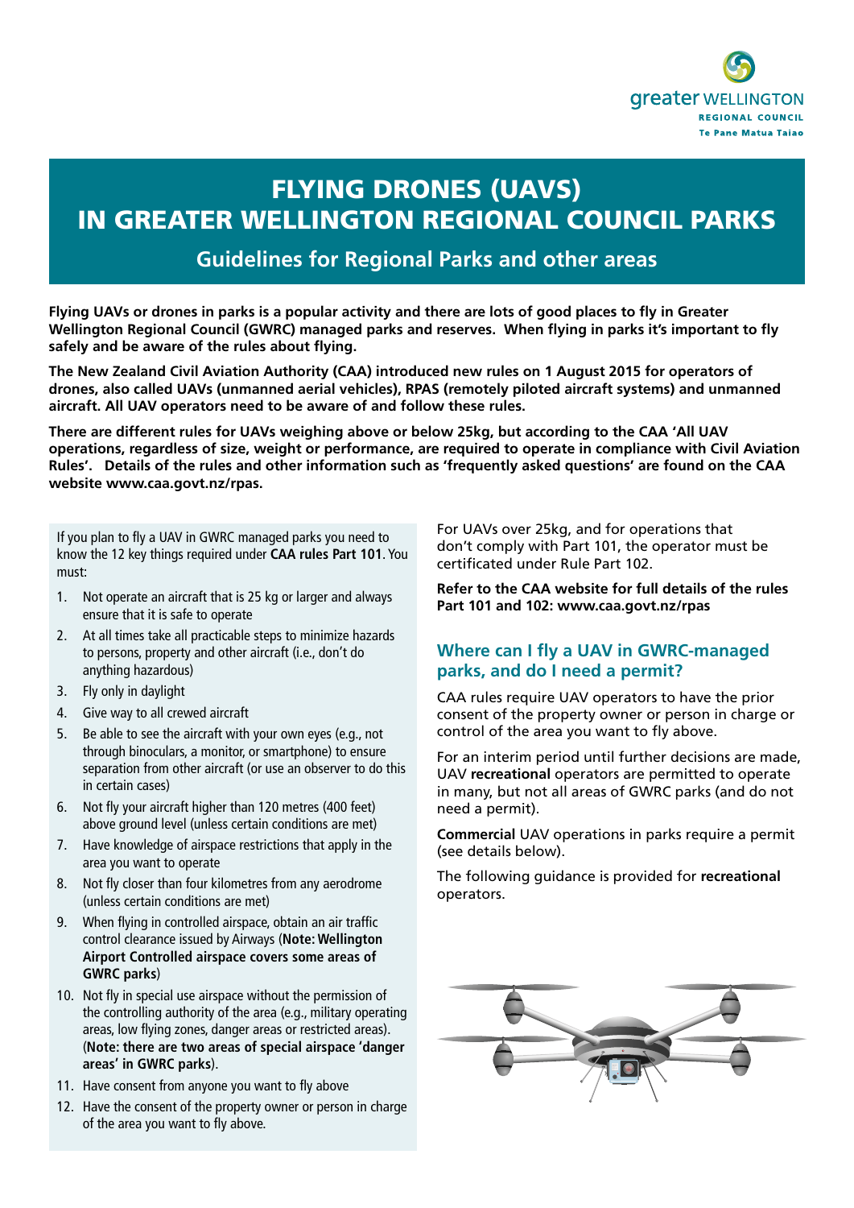# FLYING DRONES (UAVS) IN GREATER WELLINGTON REGIONAL COUNCIL PARKS

## Guidelines for Regional Parks and other areas

**Flying UAVs or drones in parks is a popular activity and there are lots of good places to fly in Greater Wellington Regional Council (GWRC) managed parks and reserves. When flying in parks it's important to fly safely and be aware of the rules about flying.**

**The New Zealand Civil Aviation Authority (CAA) introduced new rules on 1 August 2015 for operators of drones, also called UAVs (unmanned aerial vehicles), RPAS (remotely piloted aircraft systems) and unmanned aircraft. All UAV operators need to be aware of and follow these rules.**

**There are different rules for UAVs weighing above or below 25kg, but according to the CAA 'All UAV operations, regardless of size, weight or performance, are required to operate in compliance with Civil Aviation Rules'. Details of the rules and other information such as 'frequently asked questions' are found on the CAA website www.caa.govt.nz/rpas.**

If you plan to fly a UAV in GWRC managed parks you need to know the 12 key things required under **CAA rules Part 101**. You must:

1. Not operate an aircraft that is 25 kg or larger and always ensure that it is safe to operate
2. At all times take all practicable steps to minimize hazards to persons, property and other aircraft (i.e., don't do anything hazardous)
3. Fly only in daylight
4. Give way to all crewed aircraft
5. Be able to see the aircraft with your own eyes (e.g., not through binoculars, a monitor, or smartphone) to ensure separation from other aircraft (or use an observer to do this in certain cases)
6. Not fly your aircraft higher than 120 metres (400 feet) above ground level (unless certain conditions are met)
7. Have knowledge of airspace restrictions that apply in the area you want to operate
8. Not fly closer than four kilometres from any aerodrome (unless certain conditions are met)
9. When flying in controlled airspace, obtain an air traffic control clearance issued by Airways (**Note: Wellington Airport Controlled airspace covers some areas of GWRC parks**)
10. Not fly in special use airspace without the permission of the controlling authority of the area (e.g., military operating areas, low flying zones, danger areas or restricted areas). (**Note: there are two areas of special airspace 'danger areas' in GWRC parks**).
11. Have consent from anyone you want to fly above
12. Have the consent of the property owner or person in charge of the area you want to fly above.

For UAVs over 25kg, and for operations that don't comply with Part 101, the operator must be certificated under Rule Part 102.

**Refer to the CAA website for full details of the rules Part 101 and 102: www.caa.govt.nz/rpas**

## Where can I fly a UAV in GWRC-managed parks, and do I need a permit?

CAA rules require UAV operators to have the prior consent of the property owner or person in charge or control of the area you want to fly above.

For an interim period until further decisions are made, UAV **recreational** operators are permitted to operate in many, but not all areas of GWRC parks (and do not need a permit).

**Commercial** UAV operations in parks require a permit (see details below).

The following guidance is provided for **recreational** operators.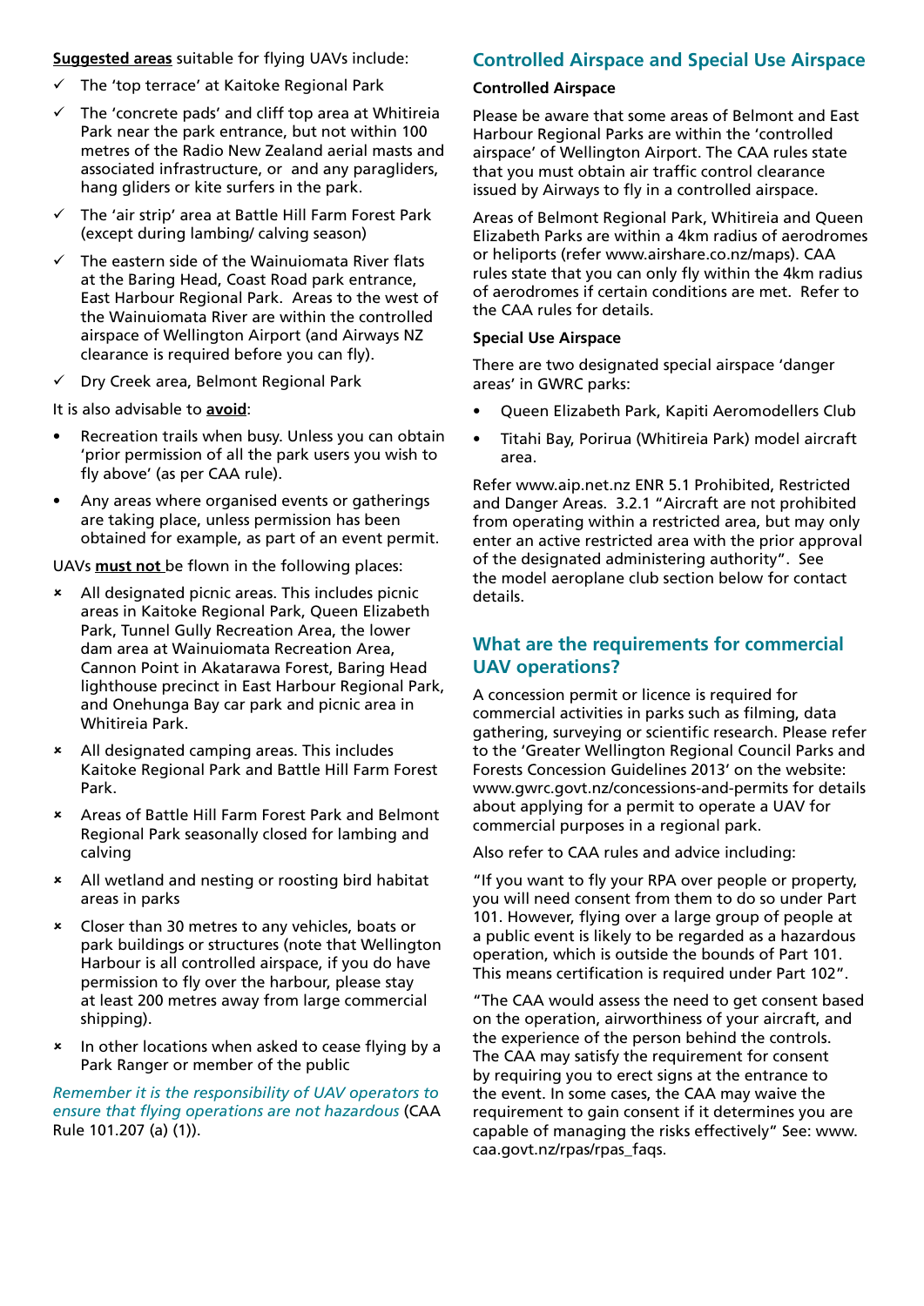**Suggested areas** suitable for flying UAVs include:

- ✓ The 'top terrace' at Kaitoke Regional Park
- ✓ The 'concrete pads' and cliff top area at Whitireia Park near the park entrance, but not within 100 metres of the Radio New Zealand aerial masts and associated infrastructure, or and any paragliders, hang gliders or kite surfers in the park.
- ✓ The 'air strip' area at Battle Hill Farm Forest Park (except during lambing/ calving season)
- ✓ The eastern side of the Wainuiomata River flats at the Baring Head, Coast Road park entrance, East Harbour Regional Park. Areas to the west of the Wainuiomata River are within the controlled airspace of Wellington Airport (and Airways NZ clearance is required before you can fly).
- ✓ Dry Creek area, Belmont Regional Park

It is also advisable to **avoid**:

- Recreation trails when busy. Unless you can obtain 'prior permission of all the park users you wish to fly above' (as per CAA rule).
- Any areas where organised events or gatherings are taking place, unless permission has been obtained for example, as part of an event permit.

UAVs **must not** be flown in the following places:

- × All designated picnic areas. This includes picnic areas in Kaitoke Regional Park, Queen Elizabeth Park, Tunnel Gully Recreation Area, the lower dam area at Wainuiomata Recreation Area, Cannon Point in Akatarawa Forest, Baring Head lighthouse precinct in East Harbour Regional Park, and Onehunga Bay car park and picnic area in Whitireia Park.
- × All designated camping areas. This includes Kaitoke Regional Park and Battle Hill Farm Forest Park.
- × Areas of Battle Hill Farm Forest Park and Belmont Regional Park seasonally closed for lambing and calving
- × All wetland and nesting or roosting bird habitat areas in parks
- × Closer than 30 metres to any vehicles, boats or park buildings or structures (note that Wellington Harbour is all controlled airspace, if you do have permission to fly over the harbour, please stay at least 200 metres away from large commercial shipping).
- × In other locations when asked to cease flying by a Park Ranger or member of the public

*Remember it is the responsibility of UAV operators to ensure that flying operations are not hazardous* (CAA Rule 101.207 (a) (1)).

## Controlled Airspace and Special Use Airspace

### Controlled Airspace

Please be aware that some areas of Belmont and East Harbour Regional Parks are within the 'controlled airspace' of Wellington Airport. The CAA rules state that you must obtain air traffic control clearance issued by Airways to fly in a controlled airspace.

Areas of Belmont Regional Park, Whitireia and Queen Elizabeth Parks are within a 4km radius of aerodromes or heliports (refer www.airshare.co.nz/maps). CAA rules state that you can only fly within the 4km radius of aerodromes if certain conditions are met. Refer to the CAA rules for details.

### Special Use Airspace

There are two designated special airspace 'danger areas' in GWRC parks:

- Queen Elizabeth Park, Kapiti Aeromodellers Club
- Titahi Bay, Porirua (Whitireia Park) model aircraft area.

Refer www.aip.net.nz ENR 5.1 Prohibited, Restricted and Danger Areas. 3.2.1 "Aircraft are not prohibited from operating within a restricted area, but may only enter an active restricted area with the prior approval of the designated administering authority". See the model aeroplane club section below for contact details.

## What are the requirements for commercial UAV operations?

A concession permit or licence is required for commercial activities in parks such as filming, data gathering, surveying or scientific research. Please refer to the 'Greater Wellington Regional Council Parks and Forests Concession Guidelines 2013' on the website: www.gwrc.govt.nz/concessions-and-permits for details about applying for a permit to operate a UAV for commercial purposes in a regional park.

Also refer to CAA rules and advice including:

"If you want to fly your RPA over people or property, you will need consent from them to do so under Part 101. However, flying over a large group of people at a public event is likely to be regarded as a hazardous operation, which is outside the bounds of Part 101. This means certification is required under Part 102".

"The CAA would assess the need to get consent based on the operation, airworthiness of your aircraft, and the experience of the person behind the controls. The CAA may satisfy the requirement for consent by requiring you to erect signs at the entrance to the event. In some cases, the CAA may waive the requirement to gain consent if it determines you are capable of managing the risks effectively" See: www.caa.govt.nz/rpas/rpas_faqs.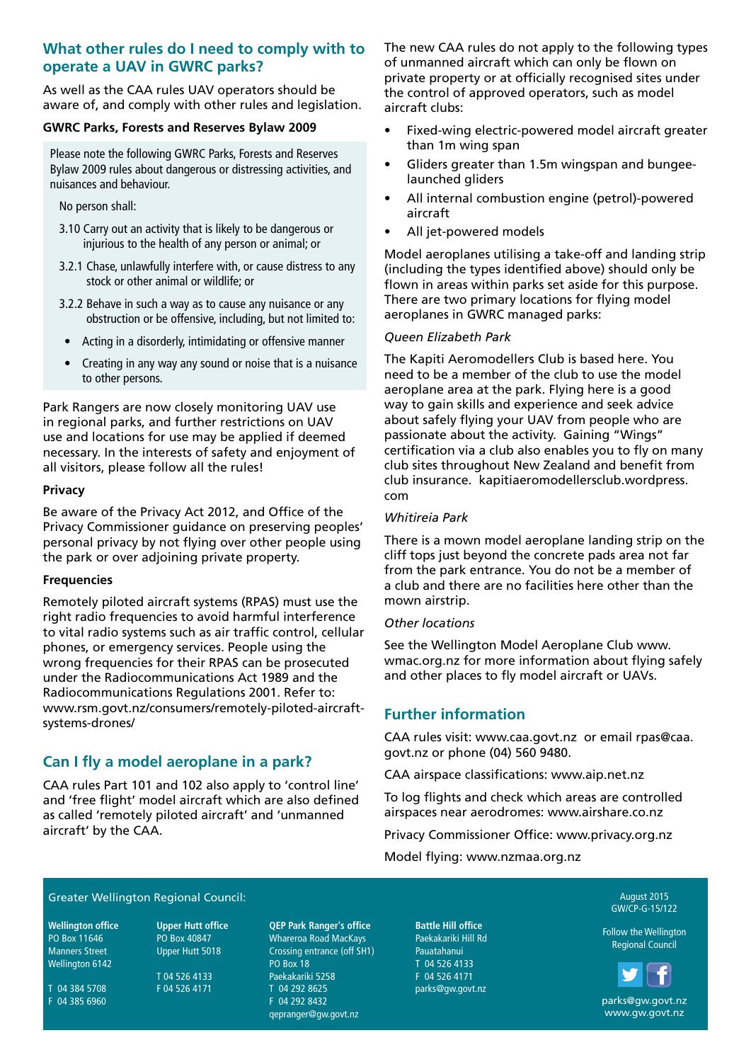## What other rules do I need to comply with to operate a UAV in GWRC parks?

As well as the CAA rules UAV operators should be aware of, and comply with other rules and legislation.

**GWRC Parks, Forests and Reserves Bylaw 2009**

Please note the following GWRC Parks, Forests and Reserves Bylaw 2009 rules about dangerous or distressing activities, and nuisances and behaviour.

No person shall:

3.10 Carry out an activity that is likely to be dangerous or injurious to the health of any person or animal; or

3.2.1 Chase, unlawfully interfere with, or cause distress to any stock or other animal or wildlife; or

3.2.2 Behave in such a way as to cause any nuisance or any obstruction or be offensive, including, but not limited to:

- Acting in a disorderly, intimidating or offensive manner
- Creating in any way any sound or noise that is a nuisance to other persons.

Park Rangers are now closely monitoring UAV use in regional parks, and further restrictions on UAV use and locations for use may be applied if deemed necessary. In the interests of safety and enjoyment of all visitors, please follow all the rules!

**Privacy**

Be aware of the Privacy Act 2012, and Office of the Privacy Commissioner guidance on preserving peoples' personal privacy by not flying over other people using the park or over adjoining private property.

**Frequencies**

Remotely piloted aircraft systems (RPAS) must use the right radio frequencies to avoid harmful interference to vital radio systems such as air traffic control, cellular phones, or emergency services. People using the wrong frequencies for their RPAS can be prosecuted under the Radiocommunications Act 1989 and the Radiocommunications Regulations 2001. Refer to: www.rsm.govt.nz/consumers/remotely-piloted-aircraft-systems-drones/

## Can I fly a model aeroplane in a park?

CAA rules Part 101 and 102 also apply to 'control line' and 'free flight' model aircraft which are also defined as called 'remotely piloted aircraft' and 'unmanned aircraft' by the CAA.

The new CAA rules do not apply to the following types of unmanned aircraft which can only be flown on private property or at officially recognised sites under the control of approved operators, such as model aircraft clubs:

- Fixed-wing electric-powered model aircraft greater than 1m wing span
- Gliders greater than 1.5m wingspan and bungee-launched gliders
- All internal combustion engine (petrol)-powered aircraft
- All jet-powered models

Model aeroplanes utilising a take-off and landing strip (including the types identified above) should only be flown in areas within parks set aside for this purpose. There are two primary locations for flying model aeroplanes in GWRC managed parks:

*Queen Elizabeth Park*

The Kapiti Aeromodellers Club is based here. You need to be a member of the club to use the model aeroplane area at the park. Flying here is a good way to gain skills and experience and seek advice about safely flying your UAV from people who are passionate about the activity. Gaining "Wings" certification via a club also enables you to fly on many club sites throughout New Zealand and benefit from club insurance. kapitiaeromodellersclub.wordpress.com

*Whitireia Park*

There is a mown model aeroplane landing strip on the cliff tops just beyond the concrete pads area not far from the park entrance. You do not be a member of a club and there are no facilities here other than the mown airstrip.

*Other locations*

See the Wellington Model Aeroplane Club www.wmac.org.nz for more information about flying safely and other places to fly model aircraft or UAVs.

## Further information

CAA rules visit: www.caa.govt.nz or email rpas@caa.govt.nz or phone (04) 560 9480.

CAA airspace classifications: www.aip.net.nz

To log flights and check which areas are controlled airspaces near aerodromes: www.airshare.co.nz

Privacy Commissioner Office: www.privacy.org.nz

Model flying: www.nzmaa.org.nz

Greater Wellington Regional Council:

**Wellington office**
PO Box 11646
Manners Street
Wellington 6142

T 04 384 5708
F 04 385 6960

**Upper Hutt office**
PO Box 40847
Upper Hutt 5018

T 04 526 4133
F 04 526 4171

**QEP Park Ranger's office**
Whareroa Road MacKays
Crossing entrance (off SH1)
PO Box 18
Paekakariki 5258
T 04 292 8625
F 04 292 8432
qepranger@gw.govt.nz

**Battle Hill office**
Paekakariki Hill Rd
Pauatahanui
T 04 526 4133
F 04 526 4171
parks@gw.govt.nz

August 2015
GW/CP-G-15/122

Follow the Wellington Regional Council

parks@gw.govt.nz
www.gw.govt.nz